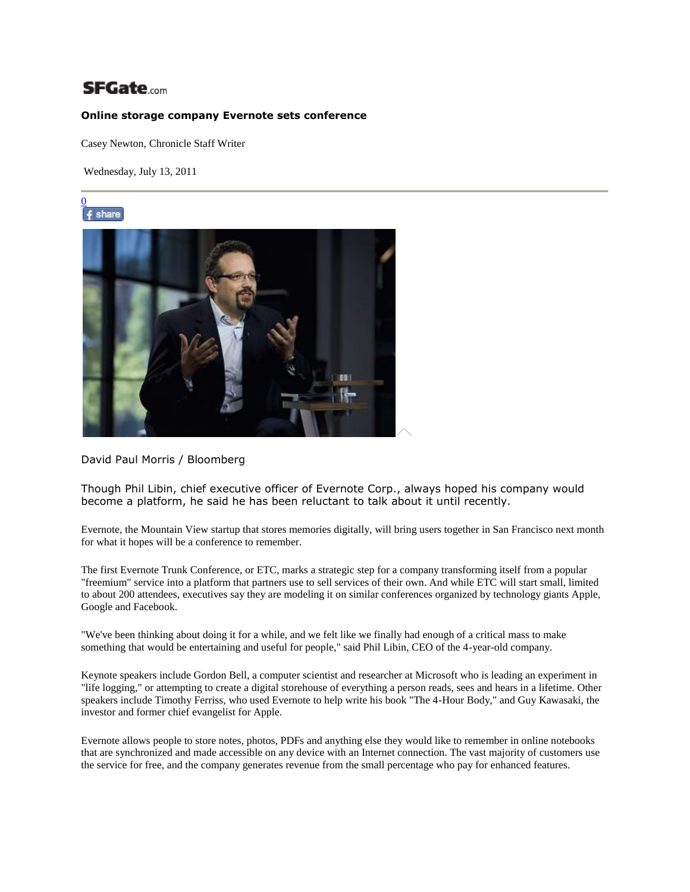SFGate.com

**Online storage company Evernote sets conference**

Casey Newton, Chronicle Staff Writer

Wednesday, July 13, 2011

0

share

David Paul Morris / Bloomberg

Though Phil Libin, chief executive officer of Evernote Corp., always hoped his company would become a platform, he said he has been reluctant to talk about it until recently.

Evernote, the Mountain View startup that stores memories digitally, will bring users together in San Francisco next month for what it hopes will be a conference to remember.

The first Evernote Trunk Conference, or ETC, marks a strategic step for a company transforming itself from a popular "freemium" service into a platform that partners use to sell services of their own. And while ETC will start small, limited to about 200 attendees, executives say they are modeling it on similar conferences organized by technology giants Apple, Google and Facebook.

"We've been thinking about doing it for a while, and we felt like we finally had enough of a critical mass to make something that would be entertaining and useful for people," said Phil Libin, CEO of the 4-year-old company.

Keynote speakers include Gordon Bell, a computer scientist and researcher at Microsoft who is leading an experiment in "life logging," or attempting to create a digital storehouse of everything a person reads, sees and hears in a lifetime. Other speakers include Timothy Ferriss, who used Evernote to help write his book "The 4-Hour Body," and Guy Kawasaki, the investor and former chief evangelist for Apple.

Evernote allows people to store notes, photos, PDFs and anything else they would like to remember in online notebooks that are synchronized and made accessible on any device with an Internet connection. The vast majority of customers use the service for free, and the company generates revenue from the small percentage who pay for enhanced features.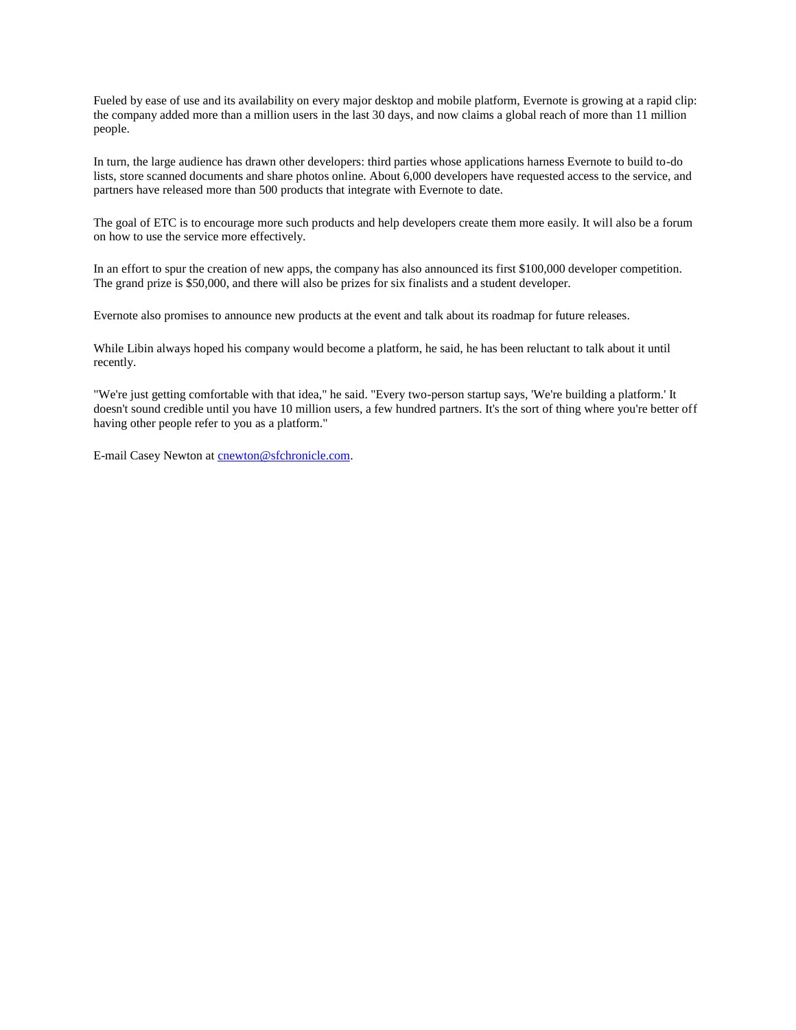Fueled by ease of use and its availability on every major desktop and mobile platform, Evernote is growing at a rapid clip: the company added more than a million users in the last 30 days, and now claims a global reach of more than 11 million people.

In turn, the large audience has drawn other developers: third parties whose applications harness Evernote to build to-do lists, store scanned documents and share photos online. About 6,000 developers have requested access to the service, and partners have released more than 500 products that integrate with Evernote to date.

The goal of ETC is to encourage more such products and help developers create them more easily. It will also be a forum on how to use the service more effectively.

In an effort to spur the creation of new apps, the company has also announced its first $100,000 developer competition. The grand prize is $50,000, and there will also be prizes for six finalists and a student developer.

Evernote also promises to announce new products at the event and talk about its roadmap for future releases.

While Libin always hoped his company would become a platform, he said, he has been reluctant to talk about it until recently.

"We're just getting comfortable with that idea," he said. "Every two-person startup says, 'We're building a platform.' It doesn't sound credible until you have 10 million users, a few hundred partners. It's the sort of thing where you're better off having other people refer to you as a platform."

E-mail Casey Newton at cnewton@sfchronicle.com.